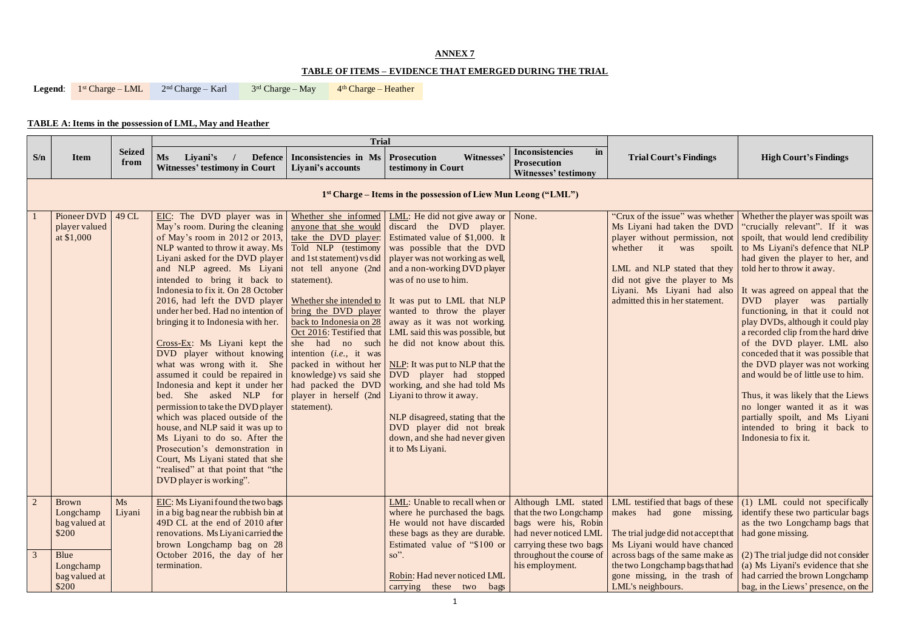**ANNEX 7**

**TABLE OF ITEMS – EVIDENCE THAT EMERGED DURING THE TRIAL**

**Legend**: 1st Charge – LML | 2nd Charge – Karl | 3rd Charge – May | 4th Charge – Heather

**TABLE A: Items in the possession of LML, May and Heather**

| S/n | Item | Seized from | Trial | | | | Trial Court's Findings | High Court's Findings |
|---|---|---|---|---|---|---|---|---|
| | | | Ms Liyani's / Defence Witnesses' testimony in Court | Inconsistencies in Ms Liyani's accounts | Prosecution Witnesses' testimony in Court | Inconsistencies in Prosecution Witnesses' testimony | | |
| **1st Charge – Items in the possession of Liew Mun Leong ("LML")** | | | | | | | | |
| 1 | Pioneer DVD player valued at $1,000 | 49 CL | EIC: The DVD player was in May's room. During the cleaning of May's room in 2012 or 2013, NLP wanted to throw it away. Ms Liyani asked for the DVD player and NLP agreed. Ms Liyani intended to bring it back to Indonesia to fix it. On 28 October 2016, had left the DVD player under her bed. Had no intention of bringing it to Indonesia with her.<br><br>Cross-Ex: Ms Liyani kept the DVD player without knowing what was wrong with it. She assumed it could be repaired in Indonesia and kept it under her bed. She asked NLP for permission to take the DVD player which was placed outside of the house, and NLP said it was up to Ms Liyani to do so. After the Prosecution's demonstration in Court, Ms Liyani stated that she "realised" at that point that "the DVD player is working". | Whether she informed anyone that she would take the DVD player: Told NLP (testimony and 1st statement) vs did not tell anyone (2nd statement).<br><br>Whether she intended to bring the DVD player back to Indonesia on 28 Oct 2016: Testified that she had no such intention (*i.e.*, it was packed in without her knowledge) vs said she had packed the DVD player in herself (2nd statement). | LML: He did not give away or discard the DVD player. Estimated value of $1,000. It was possible that the DVD player was not working as well, and a non-working DVD player was of no use to him.<br><br>It was put to LML that NLP wanted to throw the player away as it was not working. LML said this was possible, but he did not know about this.<br><br>NLP: It was put to NLP that the DVD player had stopped working, and she had told Ms Liyani to throw it away.<br><br>NLP disagreed, stating that the DVD player did not break down, and she had never given it to Ms Liyani. | None. | "Crux of the issue" was whether Ms Liyani had taken the DVD player without permission, not whether it was spoilt.<br><br>LML and NLP stated that they did not give the player to Ms Liyani. Ms Liyani had also admitted this in her statement. | Whether the player was spoilt was "crucially relevant". If it was spoilt, that would lend credibility to Ms Liyani's defence that NLP had given the player to her, and told her to throw it away.<br><br>It was agreed on appeal that the DVD player was partially functioning, in that it could not play DVDs, although it could play a recorded clip from the hard drive of the DVD player. LML also conceded that it was possible that the DVD player was not working and would be of little use to him.<br><br>Thus, it was likely that the Liews no longer wanted it as it was partially spoilt, and Ms Liyani intended to bring it back to Indonesia to fix it. |
| 2 | Brown Longchamp bag valued at $200 | Ms Liyani | EIC: Ms Liyani found the two bags in a big bag near the rubbish bin at 49D CL at the end of 2010 after renovations. Ms Liyani carried the brown Longchamp bag on 28 October 2016, the day of her termination. | | LML: Unable to recall when or where he purchased the bags. He would not have discarded these bags as they are durable. Estimated value of "$100 or so".<br><br>Robin: Had never noticed LML carrying these two bags | Although LML stated that the two Longchamp bags were his, Robin had never noticed LML carrying these two bags throughout the course of his employment. | LML testified that bags of these makes had gone missing.<br><br>The trial judge did not accept that Ms Liyani would have chanced across bags of the same make as the two Longchamp bags that had gone missing, in the trash of LML's neighbours. | (1) LML could not specifically identify these two particular bags as the two Longchamp bags that had gone missing.<br><br>(2) The trial judge did not consider (a) Ms Liyani's evidence that she had carried the brown Longchamp bag, in the Liews' presence, on the |
| 3 | Blue Longchamp bag valued at $200 | | | | | | | |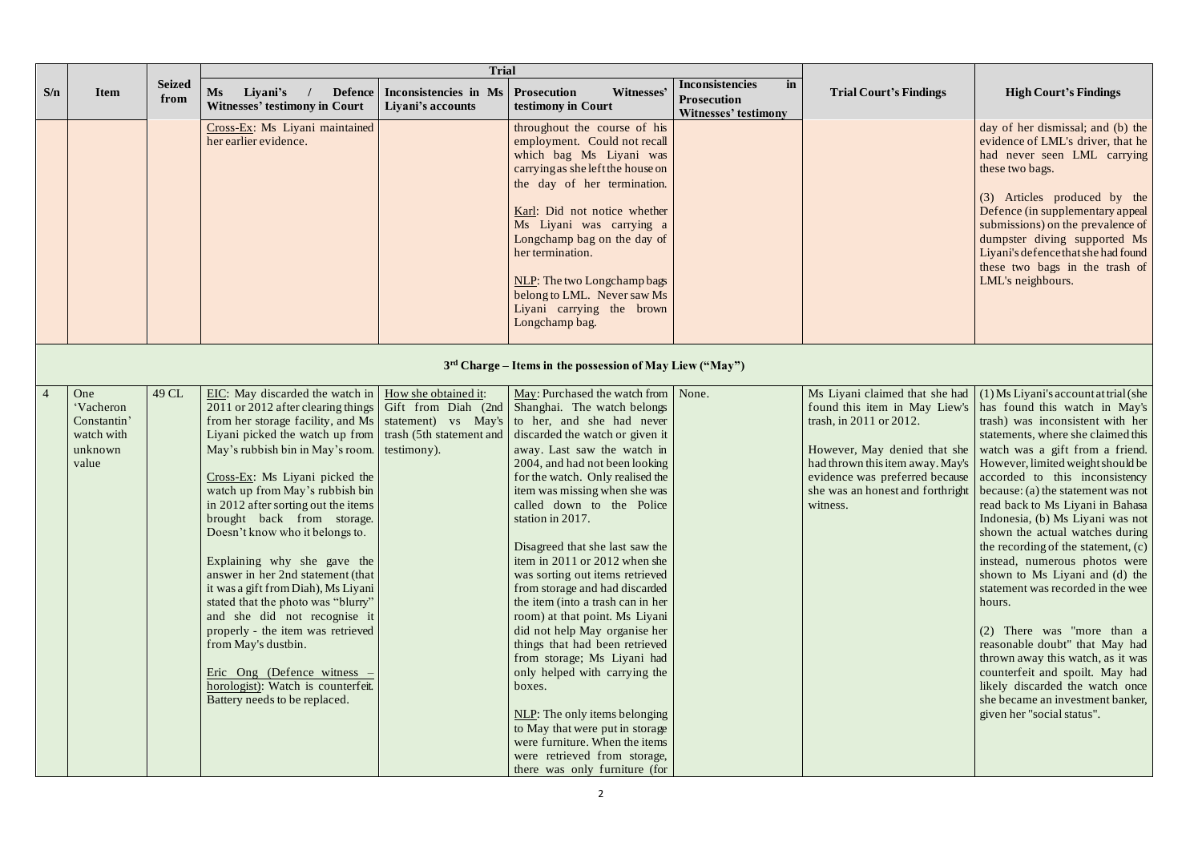| S/n | Item | Seized from | Trial | | | | Trial Court's Findings | High Court's Findings |
|---|---|---|---|---|---|---|---|---|
| | | | Ms Liyani's / Defence Witnesses' testimony in Court | Inconsistencies in Ms Liyani's accounts | Prosecution Witnesses' testimony in Court | Inconsistencies in Prosecution Witnesses' testimony | | |
| | | | Cross-Ex: Ms Liyani maintained her earlier evidence. | | throughout the course of his employment. Could not recall which bag Ms Liyani was carrying as she left the house on the day of her termination.<br><br>Karl: Did not notice whether Ms Liyani was carrying a Longchamp bag on the day of her termination.<br><br>NLP: The two Longchamp bags belong to LML. Never saw Ms Liyani carrying the brown Longchamp bag. | | | day of her dismissal; and (b) the evidence of LML's driver, that he had never seen LML carrying these two bags.<br><br>(3) Articles produced by the Defence (in supplementary appeal submissions) on the prevalence of dumpster diving supported Ms Liyani's defence that she had found these two bags in the trash of LML's neighbours. |
| **3rd Charge – Items in the possession of May Liew ("May")** | | | | | | | | |
| 4 | One 'Vacheron Constantin' watch with unknown value | 49 CL | EIC: May discarded the watch in 2011 or 2012 after clearing things from her storage facility, and Ms Liyani picked the watch up from May's rubbish bin in May's room.<br><br>Cross-Ex: Ms Liyani picked the watch up from May's rubbish bin in 2012 after sorting out the items brought back from storage. Doesn't know who it belongs to.<br><br>Explaining why she gave the answer in her 2nd statement (that it was a gift from Diah), Ms Liyani stated that the photo was "blurry" and she did not recognise it properly - the item was retrieved from May's dustbin.<br><br>Eric Ong (Defence witness – horologist): Watch is counterfeit. Battery needs to be replaced. | How she obtained it: Gift from Diah (2nd statement) vs May's trash (5th statement and testimony). | May: Purchased the watch from Shanghai. The watch belongs to her, and she had never discarded the watch or given it away. Last saw the watch in 2004, and had not been looking for the watch. Only realised the item was missing when she was called down to the Police station in 2017.<br><br>Disagreed that she last saw the item in 2011 or 2012 when she was sorting out items retrieved from storage and had discarded the item (into a trash can in her room) at that point. Ms Liyani did not help May organise her things that had been retrieved from storage; Ms Liyani had only helped with carrying the boxes.<br><br>NLP: The only items belonging to May that were put in storage were furniture. When the items were retrieved from storage, there was only furniture (for | None. | Ms Liyani claimed that she had found this item in May Liew's trash, in 2011 or 2012.<br><br>However, May denied that she had thrown this item away. May's evidence was preferred because she was an honest and forthright witness. | (1) Ms Liyani's account at trial (she has found this watch in May's trash) was inconsistent with her statements, where she claimed this watch was a gift from a friend. However, limited weight should be accorded to this inconsistency because: (a) the statement was not read back to Ms Liyani in Bahasa Indonesia, (b) Ms Liyani was not shown the actual watches during the recording of the statement, (c) instead, numerous photos were shown to Ms Liyani and (d) the statement was recorded in the wee hours.<br><br>(2) There was "more than a reasonable doubt" that May had thrown away this watch, as it was counterfeit and spoilt. May had likely discarded the watch once she became an investment banker, given her "social status". |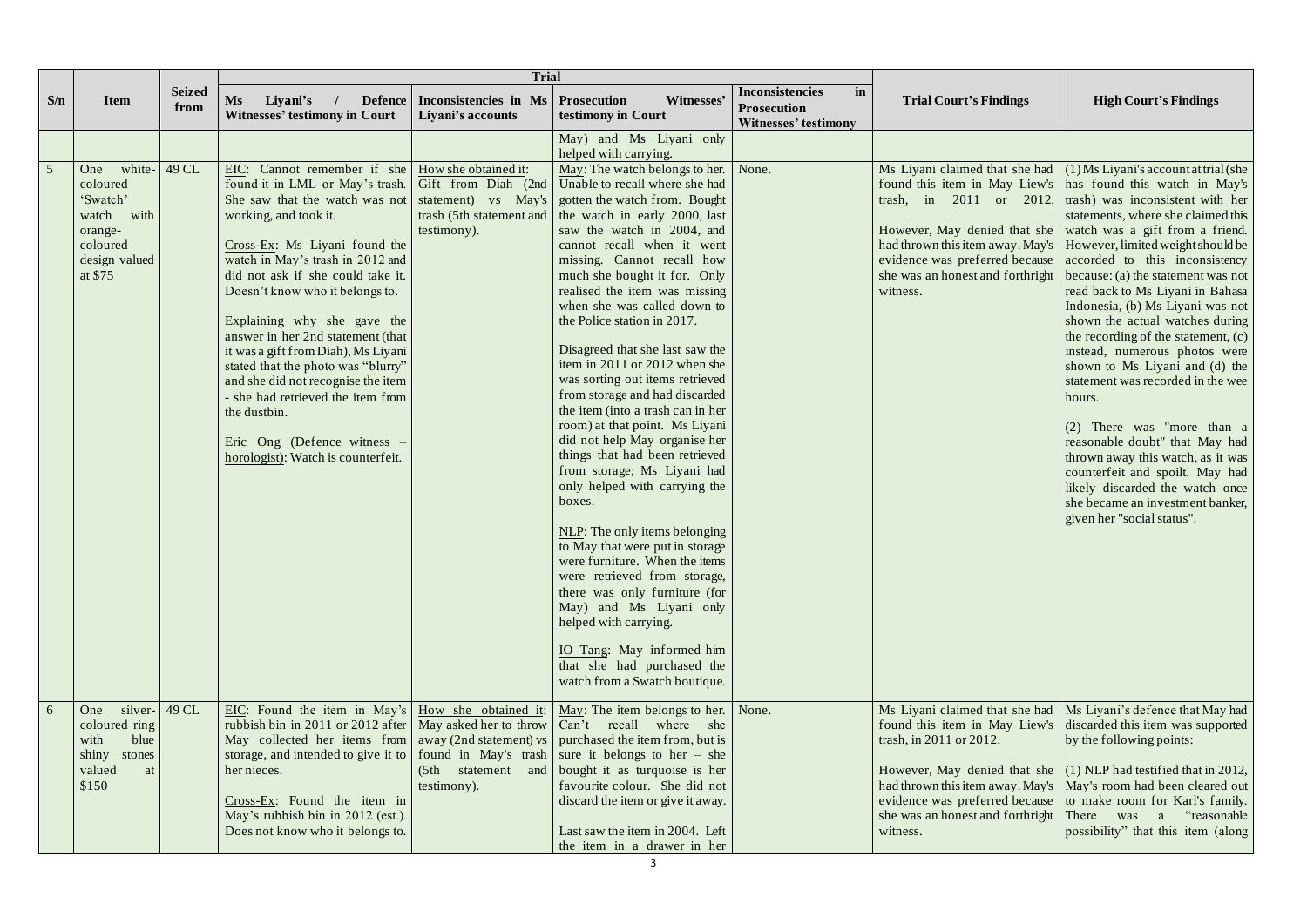| S/n | Item | Seized from | Trial | | | | Trial Court's Findings | High Court's Findings |
|---|---|---|---|---|---|---|---|---|
| | | | Ms Liyani's / Defence Witnesses' testimony in Court | Inconsistencies in Ms Liyani's accounts | Prosecution Witnesses' testimony in Court | Inconsistencies in Prosecution Witnesses' testimony | | |
| | | | | | May) and Ms Liyani only helped with carrying. | | | |
| 5 | One white-coloured 'Swatch' watch with orange-coloured design valued at $75 | 49 CL | EIC: Cannot remember if she found it in LML or May's trash. She saw that the watch was not working, and took it.<br><br>Cross-Ex: Ms Liyani found the watch in May's trash in 2012 and did not ask if she could take it. Doesn't know who it belongs to.<br><br>Explaining why she gave the answer in her 2nd statement (that it was a gift from Diah), Ms Liyani stated that the photo was "blurry" and she did not recognise the item - she had retrieved the item from the dustbin.<br><br>Eric Ong (Defence witness – horologist): Watch is counterfeit. | How she obtained it: Gift from Diah (2nd statement) vs May's trash (5th statement and testimony). | May: The watch belongs to her. Unable to recall where she had gotten the watch from. Bought the watch in early 2000, last saw the watch in 2004, and cannot recall when it went missing. Cannot recall how much she bought it for. Only realised the item was missing when she was called down to the Police station in 2017.<br><br>Disagreed that she last saw the item in 2011 or 2012 when she was sorting out items retrieved from storage and had discarded the item (into a trash can in her room) at that point. Ms Liyani did not help May organise her things that had been retrieved from storage; Ms Liyani had only helped with carrying the boxes.<br><br>NLP: The only items belonging to May that were put in storage were furniture. When the items were retrieved from storage, there was only furniture (for May) and Ms Liyani only helped with carrying.<br><br>IO Tang: May informed him that she had purchased the watch from a Swatch boutique. | None. | Ms Liyani claimed that she had found this item in May Liew's trash, in 2011 or 2012.<br><br>However, May denied that she had thrown this item away. May's evidence was preferred because she was an honest and forthright witness. | (1) Ms Liyani's account at trial (she has found this watch in May's trash) was inconsistent with her statements, where she claimed this watch was a gift from a friend. However, limited weight should be accorded to this inconsistency because: (a) the statement was not read back to Ms Liyani in Bahasa Indonesia, (b) Ms Liyani was not shown the actual watches during the recording of the statement, (c) instead, numerous photos were shown to Ms Liyani and (d) the statement was recorded in the wee hours.<br><br>(2) There was "more than a reasonable doubt" that May had thrown away this watch, as it was counterfeit and spoilt. May had likely discarded the watch once she became an investment banker, given her "social status". |
| 6 | One silver-coloured ring with blue shiny stones valued at $150 | 49 CL | EIC: Found the item in May's rubbish bin in 2011 or 2012 after May collected her items from storage, and intended to give it to her nieces.<br><br>Cross-Ex: Found the item in May's rubbish bin in 2012 (est.). Does not know who it belongs to. | How she obtained it: May asked her to throw away (2nd statement) vs found in May's trash (5th statement and testimony). | May: The item belongs to her. Can't recall where she purchased the item from, but is sure it belongs to her – she bought it as turquoise is her favourite colour. She did not discard the item or give it away.<br><br>Last saw the item in 2004. Left the item in a drawer in her | None. | Ms Liyani claimed that she had found this item in May Liew's trash, in 2011 or 2012.<br><br>However, May denied that she had thrown this item away. May's evidence was preferred because she was an honest and forthright witness. | Ms Liyani's defence that May had discarded this item was supported by the following points:<br><br>(1) NLP had testified that in 2012, May's room had been cleared out to make room for Karl's family. There was a "reasonable possibility" that this item (along |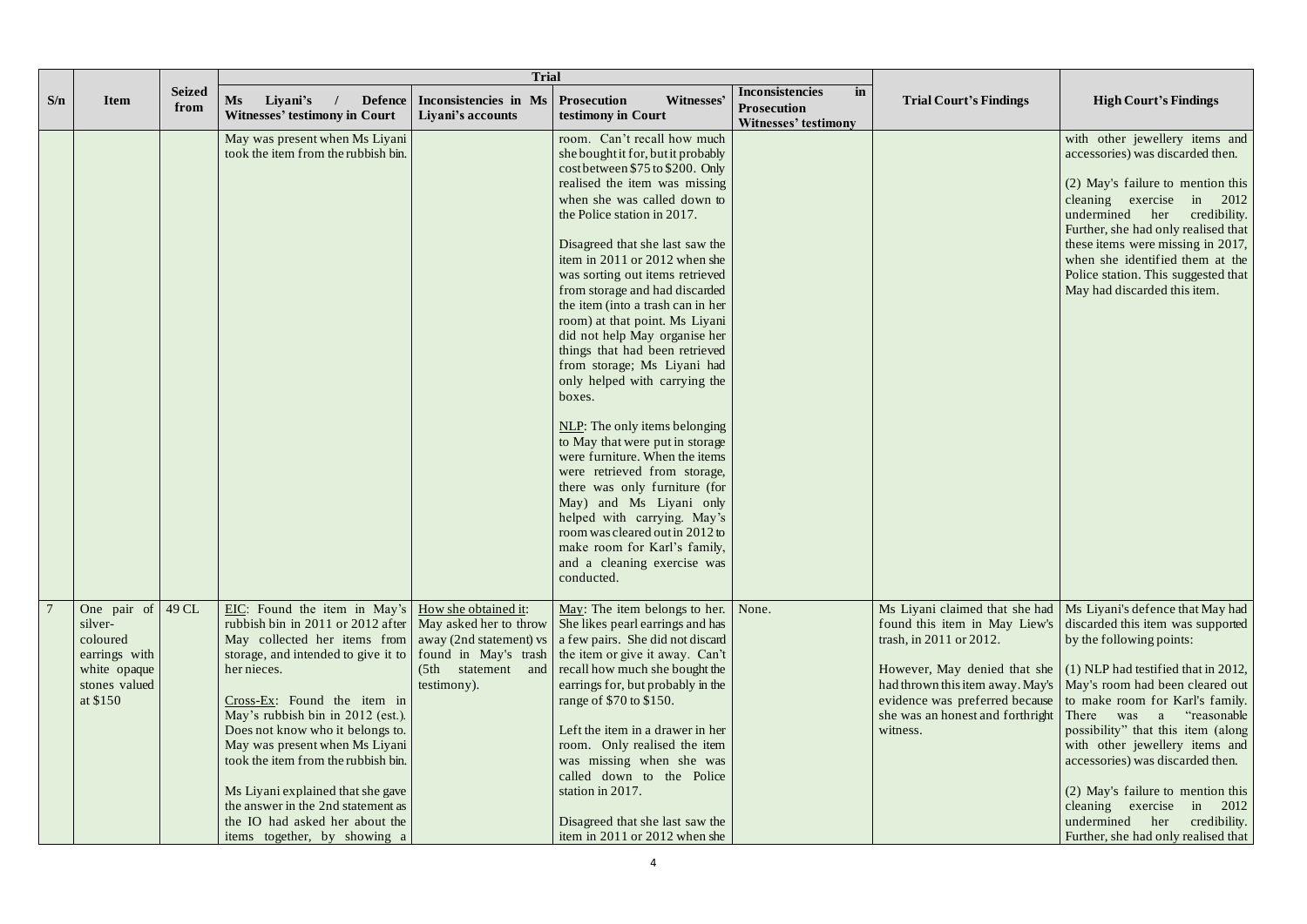| S/n | Item | Seized from | Trial | | | | Trial Court's Findings | High Court's Findings |
|---|---|---|---|---|---|---|---|---|
| | | | Ms Liyani's / Defence Witnesses' testimony in Court | Inconsistencies in Ms Liyani's accounts | Prosecution Witnesses' testimony in Court | Inconsistencies in Prosecution Witnesses' testimony | | |
| | | | May was present when Ms Liyani took the item from the rubbish bin. | | room. Can't recall how much she bought it for, but it probably cost between $75 to $200. Only realised the item was missing when she was called down to the Police station in 2017.<br><br>Disagreed that she last saw the item in 2011 or 2012 when she was sorting out items retrieved from storage and had discarded the item (into a trash can in her room) at that point. Ms Liyani did not help May organise her things that had been retrieved from storage; Ms Liyani had only helped with carrying the boxes.<br><br><u>NLP</u>: The only items belonging to May that were put in storage were furniture. When the items were retrieved from storage, there was only furniture (for May) and Ms Liyani only helped with carrying. May's room was cleared out in 2012 to make room for Karl's family, and a cleaning exercise was conducted. | | | with other jewellery items and accessories) was discarded then.<br><br>(2) May's failure to mention this cleaning exercise in 2012 undermined her credibility. Further, she had only realised that these items were missing in 2017, when she identified them at the Police station. This suggested that May had discarded this item. |
| 7 | One pair of silver-coloured earrings with white opaque stones valued at $150 | 49 CL | <u>EIC</u>: Found the item in May's rubbish bin in 2011 or 2012 after May collected her items from storage, and intended to give it to her nieces.<br><br><u>Cross-Ex</u>: Found the item in May's rubbish bin in 2012 (est.). Does not know who it belongs to. May was present when Ms Liyani took the item from the rubbish bin.<br><br>Ms Liyani explained that she gave the answer in the 2nd statement as the IO had asked her about the items together, by showing a | <u>How she obtained it</u>: May asked her to throw away (2nd statement) vs found in May's trash (5th statement and testimony). | <u>May</u>: The item belongs to her. She likes pearl earrings and has a few pairs. She did not discard the item or give it away. Can't recall how much she bought the earrings for, but probably in the range of $70 to $150.<br><br>Left the item in a drawer in her room. Only realised the item was missing when she was called down to the Police station in 2017.<br><br>Disagreed that she last saw the item in 2011 or 2012 when she | None. | Ms Liyani claimed that she had found this item in May Liew's trash, in 2011 or 2012.<br><br>However, May denied that she had thrown this item away. May's evidence was preferred because she was an honest and forthright witness. | Ms Liyani's defence that May had discarded this item was supported by the following points:<br><br>(1) NLP had testified that in 2012, May's room had been cleared out to make room for Karl's family. There was a "reasonable possibility" that this item (along with other jewellery items and accessories) was discarded then.<br><br>(2) May's failure to mention this cleaning exercise in 2012 undermined her credibility. Further, she had only realised that |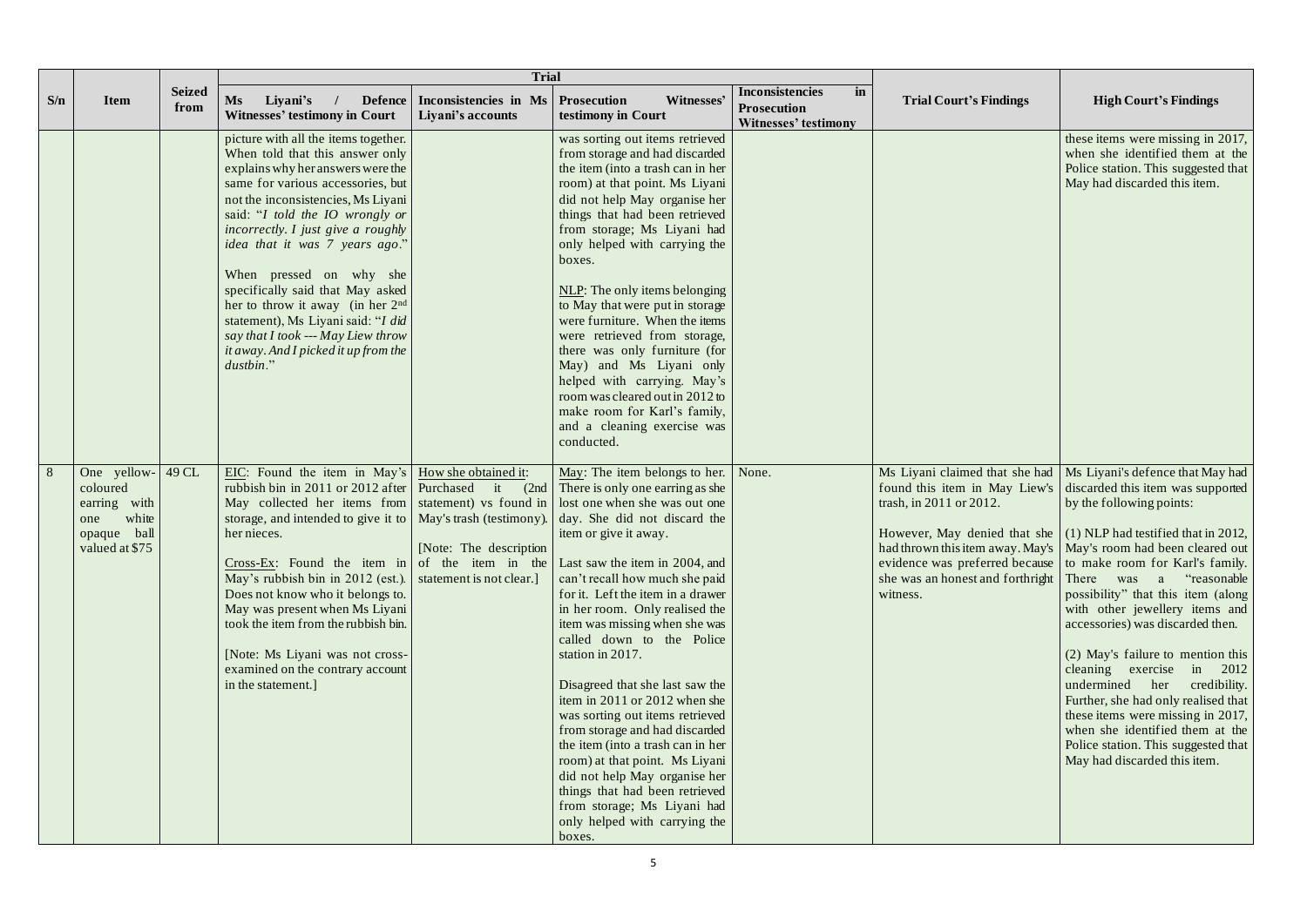| S/n | Item | Seized from | Trial | | | | Trial Court's Findings | High Court's Findings |
|---|---|---|---|---|---|---|---|---|
| | | | **Ms Liyani's / Defence Witnesses' testimony in Court** | **Inconsistencies in Ms Liyani's accounts** | **Prosecution Witnesses' testimony in Court** | **Inconsistencies in Prosecution Witnesses' testimony** | | |
| | | | picture with all the items together. When told that this answer only explains why her answers were the same for various accessories, but not the inconsistencies, Ms Liyani said: "*I told the IO wrongly or incorrectly. I just give a roughly idea that it was 7 years ago*."<br><br>When pressed on why she specifically said that May asked her to throw it away (in her 2nd statement), Ms Liyani said: "*I did say that I took --- May Liew throw it away. And I picked it up from the dustbin*." | | was sorting out items retrieved from storage and had discarded the item (into a trash can in her room) at that point. Ms Liyani did not help May organise her things that had been retrieved from storage; Ms Liyani had only helped with carrying the boxes.<br><br>NLP: The only items belonging to May that were put in storage were furniture. When the items were retrieved from storage, there was only furniture (for May) and Ms Liyani only helped with carrying. May's room was cleared out in 2012 to make room for Karl's family, and a cleaning exercise was conducted. | | | these items were missing in 2017, when she identified them at the Police station. This suggested that May had discarded this item. |
| 8 | One yellow-coloured earring with one white opaque ball valued at $75 | 49 CL | EIC: Found the item in May's rubbish bin in 2011 or 2012 after May collected her items from storage, and intended to give it to her nieces.<br><br>Cross-Ex: Found the item in May's rubbish bin in 2012 (est.). Does not know who it belongs to. May was present when Ms Liyani took the item from the rubbish bin.<br><br>[Note: Ms Liyani was not cross-examined on the contrary account in the statement.] | How she obtained it: Purchased it (2nd statement) vs found in May's trash (testimony).<br><br>[Note: The description of the item in the statement is not clear.] | May: The item belongs to her. There is only one earring as she lost one when she was out one day. She did not discard the item or give it away.<br><br>Last saw the item in 2004, and can't recall how much she paid for it. Left the item in a drawer in her room. Only realised the item was missing when she was called down to the Police station in 2017.<br><br>Disagreed that she last saw the item in 2011 or 2012 when she was sorting out items retrieved from storage and had discarded the item (into a trash can in her room) at that point. Ms Liyani did not help May organise her things that had been retrieved from storage; Ms Liyani had only helped with carrying the boxes. | None. | Ms Liyani claimed that she had found this item in May Liew's trash, in 2011 or 2012.<br><br>However, May denied that she had thrown this item away. May's evidence was preferred because she was an honest and forthright witness. | Ms Liyani's defence that May had discarded this item was supported by the following points:<br><br>(1) NLP had testified that in 2012, May's room had been cleared out to make room for Karl's family. There was a "reasonable possibility" that this item (along with other jewellery items and accessories) was discarded then.<br><br>(2) May's failure to mention this cleaning exercise in 2012 undermined her credibility. Further, she had only realised that these items were missing in 2017, when she identified them at the Police station. This suggested that May had discarded this item. |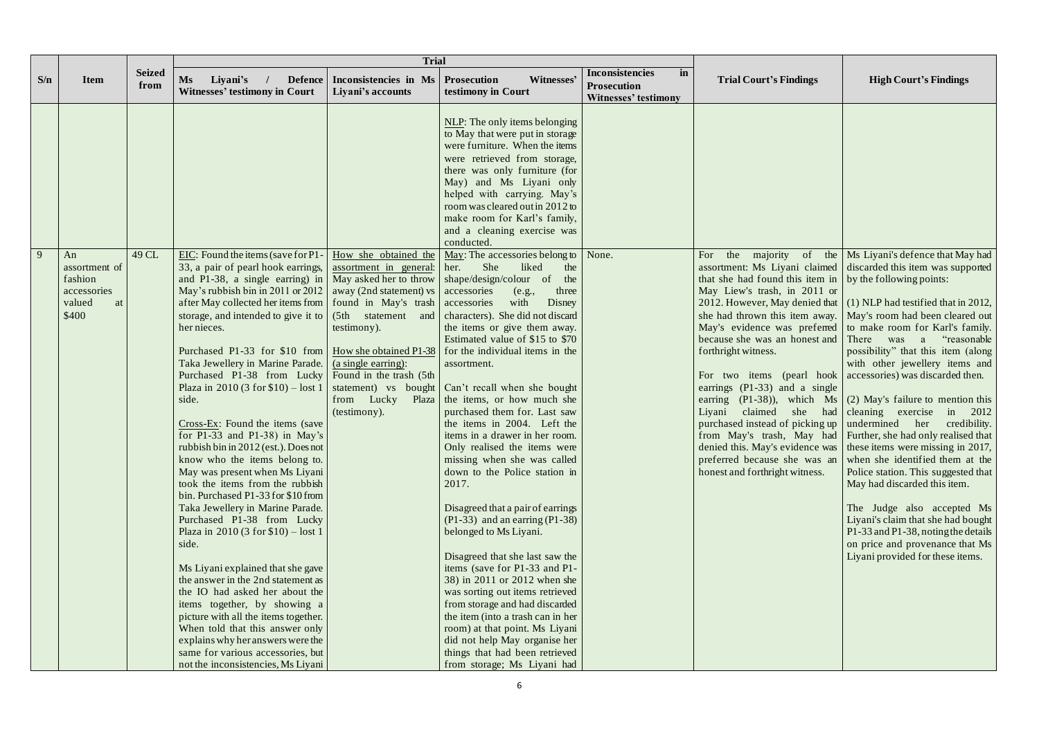| S/n | Item | Seized from | Trial | | | | Trial Court's Findings | High Court's Findings |
|---|---|---|---|---|---|---|---|---|
| | | | Ms Liyani's / Defence Witnesses' testimony in Court | Inconsistencies in Ms Liyani's accounts | Prosecution Witnesses' testimony in Court | Inconsistencies in Prosecution Witnesses' testimony | | |
| | | | | | NLP: The only items belonging to May that were put in storage were furniture. When the items were retrieved from storage, there was only furniture (for May) and Ms Liyani only helped with carrying. May's room was cleared out in 2012 to make room for Karl's family, and a cleaning exercise was conducted. | | | |
| 9 | An assortment of fashion accessories valued at $400 | 49 CL | EIC: Found the items (save for P1-33, a pair of pearl hook earrings, and P1-38, a single earring) in May's rubbish bin in 2011 or 2012 after May collected her items from storage, and intended to give it to her nieces.<br><br>Purchased P1-33 for $10 from Taka Jewellery in Marine Parade. Purchased P1-38 from Lucky Plaza in 2010 (3 for $10) – lost 1 side.<br><br>Cross-Ex: Found the items (save for P1-33 and P1-38) in May's rubbish bin in 2012 (est.). Does not know who the items belong to. May was present when Ms Liyani took the items from the rubbish bin. Purchased P1-33 for $10 from Taka Jewellery in Marine Parade. Purchased P1-38 from Lucky Plaza in 2010 (3 for $10) – lost 1 side.<br><br>Ms Liyani explained that she gave the answer in the 2nd statement as the IO had asked her about the items together, by showing a picture with all the items together. When told that this answer only explains why her answers were the same for various accessories, but not the inconsistencies, Ms Liyani | How she obtained the assortment in general: May asked her to throw away (2nd statement) vs found in May's trash (5th statement and testimony).<br><br>How she obtained P1-38 (a single earring): Found in the trash (5th statement) vs bought from Lucky Plaza (testimony). | May: The accessories belong to her. She liked the shape/design/colour of the accessories (e.g., three accessories with Disney characters). She did not discard the items or give them away. Estimated value of $15 to $70 for the individual items in the assortment.<br><br>Can't recall when she bought the items, or how much she purchased them for. Last saw the items in 2004. Left the items in a drawer in her room. Only realised the items were missing when she was called down to the Police station in 2017.<br><br>Disagreed that a pair of earrings (P1-33) and an earring (P1-38) belonged to Ms Liyani.<br><br>Disagreed that she last saw the items (save for P1-33 and P1-38) in 2011 or 2012 when she was sorting out items retrieved from storage and had discarded the item (into a trash can in her room) at that point. Ms Liyani did not help May organise her things that had been retrieved from storage; Ms Liyani had | None. | For the majority of the assortment: Ms Liyani claimed that she had found this item in May Liew's trash, in 2011 or 2012. However, May denied that she had thrown this item away. May's evidence was preferred because she was an honest and forthright witness.<br><br>For two items (pearl hook earrings (P1-33) and a single earring (P1-38)), which Ms Liyani claimed she had purchased instead of picking up from May's trash, May had denied this. May's evidence was preferred because she was an honest and forthright witness. | Ms Liyani's defence that May had discarded this item was supported by the following points:<br><br>(1) NLP had testified that in 2012, May's room had been cleared out to make room for Karl's family. There was a "reasonable possibility" that this item (along with other jewellery items and accessories) was discarded then.<br><br>(2) May's failure to mention this cleaning exercise in 2012 undermined her credibility. Further, she had only realised that these items were missing in 2017, when she identified them at the Police station. This suggested that May had discarded this item.<br><br>The Judge also accepted Ms Liyani's claim that she had bought P1-33 and P1-38, noting the details on price and provenance that Ms Liyani provided for these items. |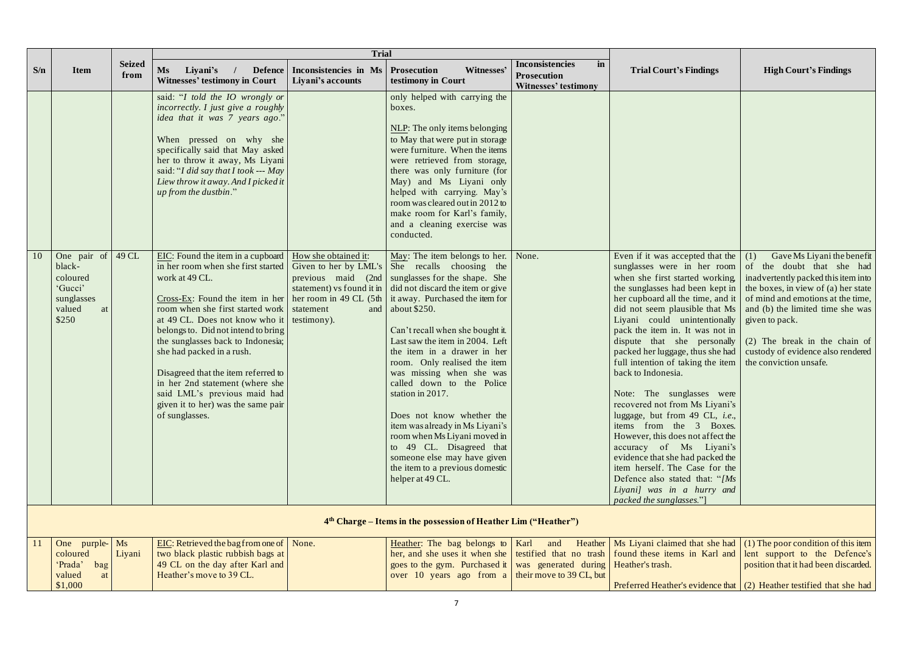| S/n | Item | Seized from | Trial | | | | Trial Court's Findings | High Court's Findings |
|---|---|---|---|---|---|---|---|---|
| | | | Ms Liyani's / Defence Witnesses' testimony in Court | Inconsistencies in Ms Liyani's accounts | Prosecution Witnesses' testimony in Court | Inconsistencies in Prosecution Witnesses' testimony | | |
| | | | said: "*I told the IO wrongly or incorrectly. I just give a roughly idea that it was 7 years ago*."<br><br>When pressed on why she specifically said that May asked her to throw it away, Ms Liyani said: "*I did say that I took --- May Liew throw it away. And I picked it up from the dustbin*." | | only helped with carrying the boxes.<br><br>NLP: The only items belonging to May that were put in storage were furniture. When the items were retrieved from storage, there was only furniture (for May) and Ms Liyani only helped with carrying. May's room was cleared out in 2012 to make room for Karl's family, and a cleaning exercise was conducted. | | | |
| 10 | One pair of black-coloured 'Gucci' sunglasses valued at $250 | 49 CL | EIC: Found the item in a cupboard in her room when she first started work at 49 CL.<br><br>Cross-Ex: Found the item in her room when she first started work at 49 CL. Does not know who it belongs to. Did not intend to bring the sunglasses back to Indonesia; she had packed in a rush.<br><br>Disagreed that the item referred to in her 2nd statement (where she said LML's previous maid had given it to her) was the same pair of sunglasses. | How she obtained it: Given to her by LML's previous maid (2nd statement) vs found it in her room in 49 CL (5th statement and testimony). | May: The item belongs to her. She recalls choosing the sunglasses for the shape. She did not discard the item or give it away. Purchased the item for about $250.<br><br>Can't recall when she bought it. Last saw the item in 2004. Left the item in a drawer in her room. Only realised the item was missing when she was called down to the Police station in 2017.<br><br>Does not know whether the item was already in Ms Liyani's room when Ms Liyani moved in to 49 CL. Disagreed that someone else may have given the item to a previous domestic helper at 49 CL. | None. | Even if it was accepted that the sunglasses were in her room when she first started working, the sunglasses had been kept in her cupboard all the time, and it did not seem plausible that Ms Liyani could unintentionally pack the item in. It was not in dispute that she personally packed her luggage, thus she had full intention of taking the item back to Indonesia.<br><br>Note: The sunglasses were recovered not from Ms Liyani's luggage, but from 49 CL, *i.e.*, items from the 3 Boxes. However, this does not affect the accuracy of Ms Liyani's evidence that she had packed the item herself. The Case for the Defence also stated that: "*[Ms Liyani] was in a hurry and packed the sunglasses*."] | (1) Gave Ms Liyani the benefit of the doubt that she had inadvertently packed this item into the boxes, in view of (a) her state of mind and emotions at the time, and (b) the limited time she was given to pack.<br><br>(2) The break in the chain of custody of evidence also rendered the conviction unsafe. |
| **4th Charge – Items in the possession of Heather Lim ("Heather")** | | | | | | | | |
| 11 | One purple-coloured 'Prada' bag valued at $1,000 | Ms Liyani | EIC: Retrieved the bag from one of two black plastic rubbish bags at 49 CL on the day after Karl and Heather's move to 39 CL. | None. | Heather: The bag belongs to her, and she uses it when she goes to the gym. Purchased it over 10 years ago from a | Karl and Heather testified that no trash was generated during their move to 39 CL, but | Ms Liyani claimed that she had found these items in Karl and Heather's trash.<br><br>Preferred Heather's evidence that | (1) The poor condition of this item lent support to the Defence's position that it had been discarded.<br><br>(2) Heather testified that she had |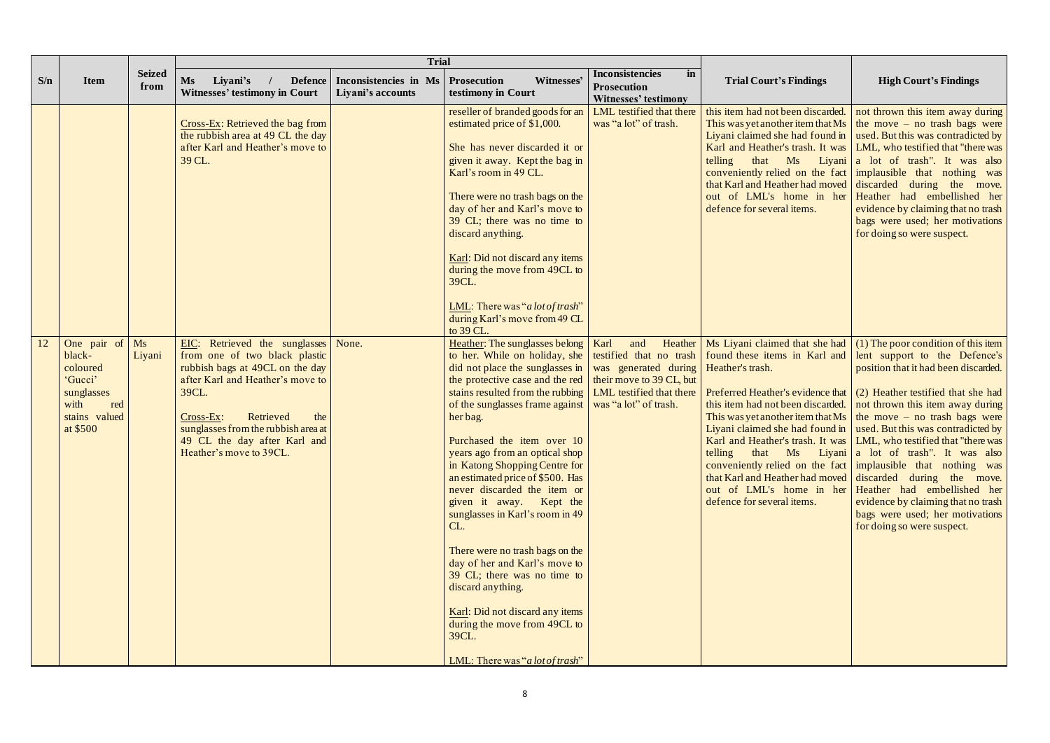| S/n | Item | Seized from | Trial | | | | Trial Court's Findings | High Court's Findings |
|---|---|---|---|---|---|---|---|---|
| | | | Ms Liyani's / Defence Witnesses' testimony in Court | Inconsistencies in Ms Liyani's accounts | Prosecution Witnesses' testimony in Court | Inconsistencies in Prosecution Witnesses' testimony | | |
| | | | Cross-Ex: Retrieved the bag from the rubbish area at 49 CL the day after Karl and Heather's move to 39 CL. | | reseller of branded goods for an estimated price of $1,000.<br><br>She has never discarded it or given it away. Kept the bag in Karl's room in 49 CL.<br><br>There were no trash bags on the day of her and Karl's move to 39 CL; there was no time to discard anything.<br><br>Karl: Did not discard any items during the move from 49CL to 39CL.<br><br>LML: There was "*a lot of trash*" during Karl's move from 49 CL to 39 CL. | LML testified that there was "a lot" of trash. | this item had not been discarded. This was yet another item that Ms Liyani claimed she had found in Karl and Heather's trash. It was telling that Ms Liyani conveniently relied on the fact that Karl and Heather had moved out of LML's home in her defence for several items. | not thrown this item away during the move – no trash bags were used. But this was contradicted by LML, who testified that "there was a lot of trash". It was also implausible that nothing was discarded during the move. Heather had embellished her evidence by claiming that no trash bags were used; her motivations for doing so were suspect. |
| 12 | One pair of black-coloured 'Gucci' sunglasses with red stains valued at $500 | Ms Liyani | EIC: Retrieved the sunglasses from one of two black plastic rubbish bags at 49CL on the day after Karl and Heather's move to 39CL.<br><br>Cross-Ex: Retrieved the sunglasses from the rubbish area at 49 CL the day after Karl and Heather's move to 39CL. | None. | Heather: The sunglasses belong to her. While on holiday, she did not place the sunglasses in the protective case and the red stains resulted from the rubbing of the sunglasses frame against her bag.<br><br>Purchased the item over 10 years ago from an optical shop in Katong Shopping Centre for an estimated price of $500. Has never discarded the item or given it away. Kept the sunglasses in Karl's room in 49 CL.<br><br>There were no trash bags on the day of her and Karl's move to 39 CL; there was no time to discard anything.<br><br>Karl: Did not discard any items during the move from 49CL to 39CL.<br><br>LML: There was "*a lot of trash*" | Karl and Heather testified that no trash was generated during their move to 39 CL, but LML testified that there was "a lot" of trash. | Ms Liyani claimed that she had found these items in Karl and Heather's trash.<br><br>Preferred Heather's evidence that this item had not been discarded. This was yet another item that Ms Liyani claimed she had found in Karl and Heather's trash. It was telling that Ms Liyani conveniently relied on the fact that Karl and Heather had moved out of LML's home in her defence for several items. | (1) The poor condition of this item lent support to the Defence's position that it had been discarded.<br><br>(2) Heather testified that she had not thrown this item away during the move – no trash bags were used. But this was contradicted by LML, who testified that "there was a lot of trash". It was also implausible that nothing was discarded during the move. Heather had embellished her evidence by claiming that no trash bags were used; her motivations for doing so were suspect. |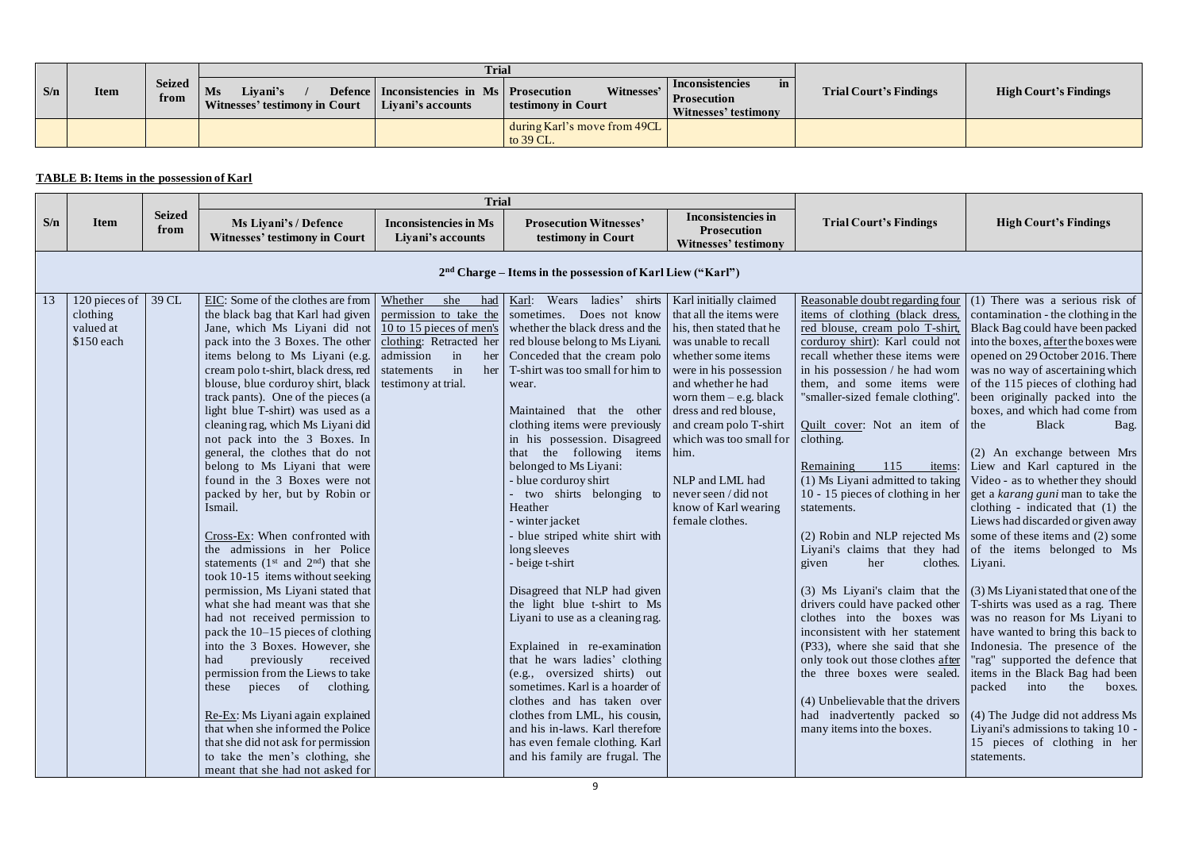| S/n | Item | Seized from | Trial | | | | Trial Court's Findings | High Court's Findings |
|---|---|---|---|---|---|---|---|---|
| | | | Ms Liyani's / Defence Witnesses' testimony in Court | Inconsistencies in Ms Liyani's accounts | Prosecution Witnesses' testimony in Court | Inconsistencies in Prosecution Witnesses' testimony | | |
| | | | | | during Karl's move from 49CL to 39 CL. | | | |

**TABLE B: Items in the possession of Karl**

| S/n | Item | Seized from | Trial | | | | Trial Court's Findings | High Court's Findings |
|---|---|---|---|---|---|---|---|---|
| | | | Ms Liyani's / Defence Witnesses' testimony in Court | Inconsistencies in Ms Liyani's accounts | Prosecution Witnesses' testimony in Court | Inconsistencies in Prosecution Witnesses' testimony | | |
| **2nd Charge – Items in the possession of Karl Liew ("Karl")** | | | | | | | | |
| 13 | 120 pieces of clothing valued at $150 each | 39 CL | EIC: Some of the clothes are from the black bag that Karl had given Jane, which Ms Liyani did not pack into the 3 Boxes. The other items belong to Ms Liyani (e.g. cream polo t-shirt, black dress, red blouse, blue corduroy shirt, black track pants). One of the pieces (a light blue T-shirt) was used as a cleaning rag, which Ms Liyani did not pack into the 3 Boxes. In general, the clothes that do not belong to Ms Liyani that were found in the 3 Boxes were not packed by her, but by Robin or Ismail.<br><br>Cross-Ex: When confronted with the admissions in her Police statements (1st and 2nd) that she took 10-15 items without seeking permission, Ms Liyani stated that what she had meant was that she had not received permission to pack the 10–15 pieces of clothing into the 3 Boxes. However, she had previously received permission from the Liews to take these pieces of clothing.<br><br>Re-Ex: Ms Liyani again explained that when she informed the Police that she did not ask for permission to take the men's clothing, she meant that she had not asked for | Whether she had permission to take the 10 to 15 pieces of men's clothing: Retracted her admission in her statements in her testimony at trial. | Karl: Wears ladies' shirts sometimes. Does not know whether the black dress and the red blouse belong to Ms Liyani. Conceded that the cream polo T-shirt was too small for him to wear.<br><br>Maintained that the other clothing items were previously in his possession. Disagreed that the following items belonged to Ms Liyani:<br>- blue corduroy shirt<br>- two shirts belonging to Heather<br>- winter jacket<br>- blue striped white shirt with long sleeves<br>- beige t-shirt<br><br>Disagreed that NLP had given the light blue t-shirt to Ms Liyani to use as a cleaning rag.<br><br>Explained in re-examination that he wars ladies' clothing (e.g., oversized shirts) out sometimes. Karl is a hoarder of clothes and has taken over clothes from LML, his cousin, and his in-laws. Karl therefore has even female clothing. Karl and his family are frugal. The | Karl initially claimed that all the items were his, then stated that he was unable to recall whether some items were in his possession and whether he had worn them – e.g. black dress and red blouse, and cream polo T-shirt which was too small for him.<br><br>NLP and LML had never seen / did not know of Karl wearing female clothes. | Reasonable doubt regarding four items of clothing (black dress, red blouse, cream polo T-shirt, corduroy shirt): Karl could not recall whether these items were in his possession / he had worn them, and some items were "smaller-sized female clothing".<br><br>Quilt cover: Not an item of clothing.<br><br>Remaining 115 items:<br>(1) Ms Liyani admitted to taking 10 - 15 pieces of clothing in her statements.<br><br>(2) Robin and NLP rejected Ms Liyani's claims that they had given her clothes.<br><br>(3) Ms Liyani's claim that the drivers could have packed other clothes into the boxes was inconsistent with her statement (P33), where she said that she only took out those clothes after the three boxes were sealed.<br><br>(4) Unbelievable that the drivers had inadvertently packed so many items into the boxes. | (1) There was a serious risk of contamination - the clothing in the Black Bag could have been packed into the boxes, after the boxes were opened on 29 October 2016. There was no way of ascertaining which of the 115 pieces of clothing had been originally packed into the boxes, and which had come from the Black Bag.<br><br>(2) An exchange between Mrs Liew and Karl captured in the Video - as to whether they should get a *karang guni* man to take the clothing - indicated that (1) the Liews had discarded or given away some of these items and (2) some of the items belonged to Ms Liyani.<br><br>(3) Ms Liyani stated that one of the T-shirts was used as a rag. There was no reason for Ms Liyani to have wanted to bring this back to Indonesia. The presence of the "rag" supported the defence that items in the Black Bag had been packed into the boxes.<br><br>(4) The Judge did not address Ms Liyani's admissions to taking 10 - 15 pieces of clothing in her statements. |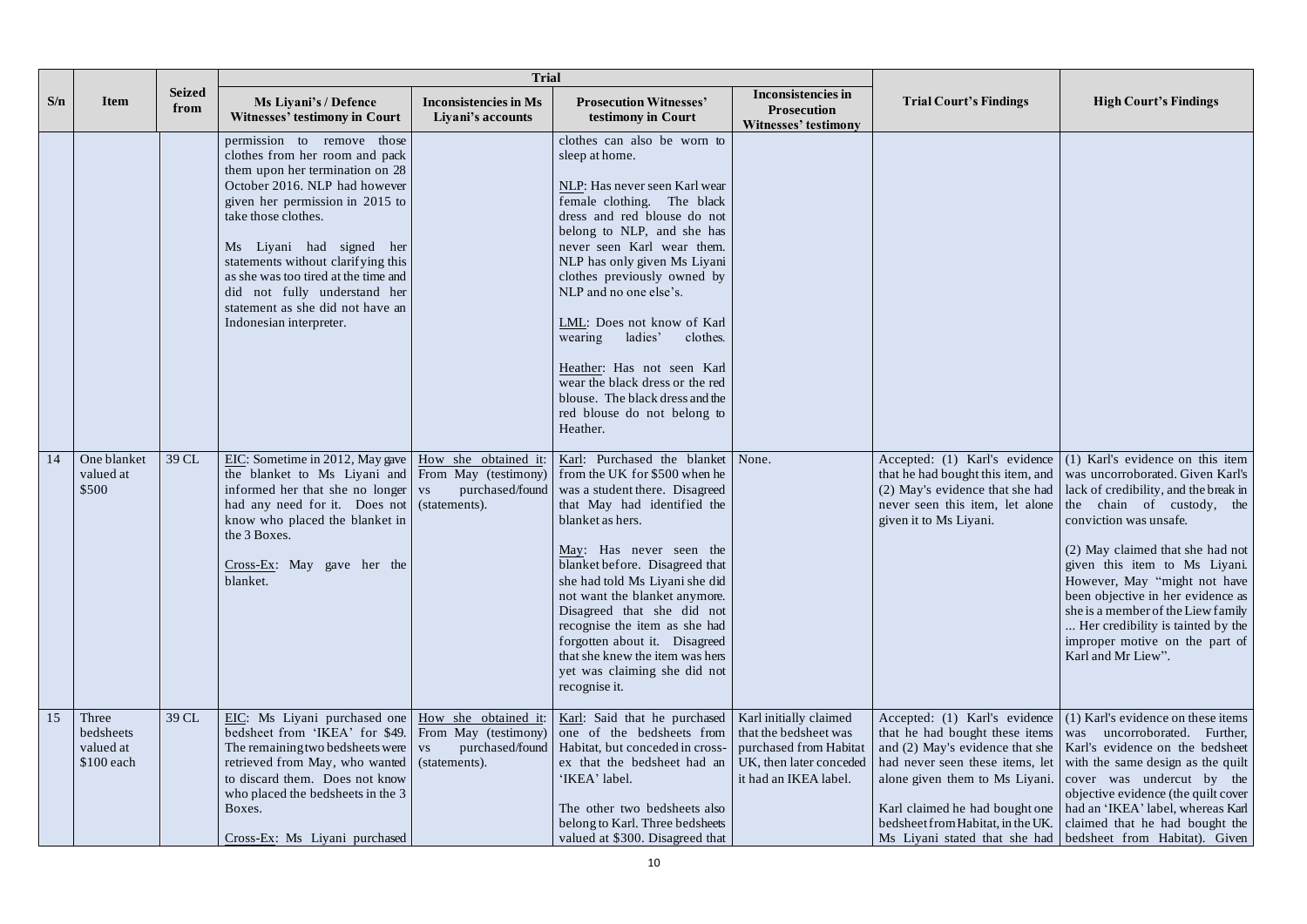| S/n | Item | Seized from | Trial | | | | Trial Court's Findings | High Court's Findings |
|---|---|---|---|---|---|---|---|---|
| | | | Ms Liyani's / Defence Witnesses' testimony in Court | Inconsistencies in Ms Liyani's accounts | Prosecution Witnesses' testimony in Court | Inconsistencies in Prosecution Witnesses' testimony | | |
| | | | permission to remove those clothes from her room and pack them upon her termination on 28 October 2016. NLP had however given her permission in 2015 to take those clothes.<br><br>Ms Liyani had signed her statements without clarifying this as she was too tired at the time and did not fully understand her statement as she did not have an Indonesian interpreter. | | clothes can also be worn to sleep at home.<br><br>NLP: Has never seen Karl wear female clothing. The black dress and red blouse do not belong to NLP, and she has never seen Karl wear them. NLP has only given Ms Liyani clothes previously owned by NLP and no one else's.<br><br>LML: Does not know of Karl wearing ladies' clothes.<br><br>Heather: Has not seen Karl wear the black dress or the red blouse. The black dress and the red blouse do not belong to Heather. | | | |
| 14 | One blanket valued at $500 | 39 CL | EIC: Sometime in 2012, May gave the blanket to Ms Liyani and informed her that she no longer had any need for it. Does not know who placed the blanket in the 3 Boxes.<br><br>Cross-Ex: May gave her the blanket. | How she obtained it: From May (testimony) vs purchased/found (statements). | Karl: Purchased the blanket from the UK for $500 when he was a student there. Disagreed that May had identified the blanket as hers.<br><br>May: Has never seen the blanket before. Disagreed that she had told Ms Liyani she did not want the blanket anymore. Disagreed that she did not recognise the item as she had forgotten about it. Disagreed that she knew the item was hers yet was claiming she did not recognise it. | None. | Accepted: (1) Karl's evidence that he had bought this item, and (2) May's evidence that she had never seen this item, let alone given it to Ms Liyani. | (1) Karl's evidence on this item was uncorroborated. Given Karl's lack of credibility, and the break in the chain of custody, the conviction was unsafe.<br><br>(2) May claimed that she had not given this item to Ms Liyani. However, May "might not have been objective in her evidence as she is a member of the Liew family ... Her credibility is tainted by the improper motive on the part of Karl and Mr Liew". |
| 15 | Three bedsheets valued at $100 each | 39 CL | EIC: Ms Liyani purchased one bedsheet from 'IKEA' for $49. The remaining two bedsheets were retrieved from May, who wanted to discard them. Does not know who placed the bedsheets in the 3 Boxes.<br><br>Cross-Ex: Ms Liyani purchased | How she obtained it: From May (testimony) vs purchased/found (statements). | Karl: Said that he purchased one of the bedsheets from Habitat, but conceded in cross-ex that the bedsheet had an 'IKEA' label.<br><br>The other two bedsheets also belong to Karl. Three bedsheets valued at $300. Disagreed that | Karl initially claimed that the bedsheet was purchased from Habitat UK, then later conceded it had an IKEA label. | Accepted: (1) Karl's evidence that he had bought these items and (2) May's evidence that she had never seen these items, let alone given them to Ms Liyani.<br><br>Karl claimed he had bought one bedsheet from Habitat, in the UK. Ms Liyani stated that she had | (1) Karl's evidence on these items was uncorroborated. Further, Karl's evidence on the bedsheet with the same design as the quilt cover was undercut by the objective evidence (the quilt cover had an 'IKEA' label, whereas Karl claimed that he had bought the bedsheet from Habitat). Given |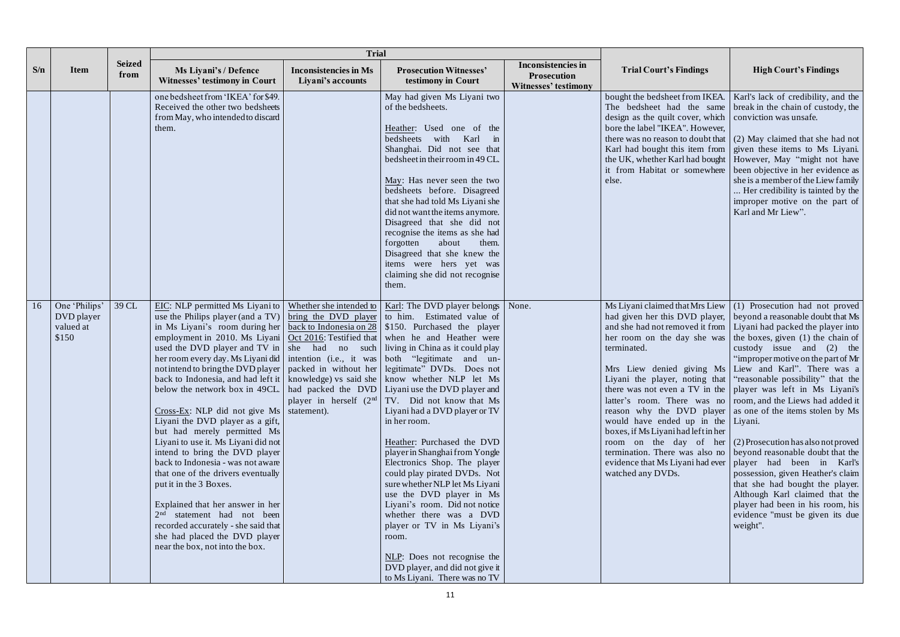| S/n | Item | Seized from | Trial | | | | Trial Court's Findings | High Court's Findings |
|---|---|---|---|---|---|---|---|---|
| | | | Ms Liyani's / Defence Witnesses' testimony in Court | Inconsistencies in Ms Liyani's accounts | Prosecution Witnesses' testimony in Court | Inconsistencies in Prosecution Witnesses' testimony | | |
| | | | one bedsheet from 'IKEA' for $49. Received the other two bedsheets from May, who intended to discard them. | | May had given Ms Liyani two of the bedsheets.<br><br>Heather: Used one of the bedsheets with Karl in Shanghai. Did not see that bedsheet in their room in 49 CL.<br><br>May: Has never seen the two bedsheets before. Disagreed that she had told Ms Liyani she did not want the items anymore. Disagreed that she did not recognise the items as she had forgotten about them. Disagreed that she knew the items were hers yet was claiming she did not recognise them. | | bought the bedsheet from IKEA. The bedsheet had the same design as the quilt cover, which bore the label "IKEA". However, there was no reason to doubt that Karl had bought this item from the UK, whether Karl had bought it from Habitat or somewhere else. | Karl's lack of credibility, and the break in the chain of custody, the conviction was unsafe.<br><br>(2) May claimed that she had not given these items to Ms Liyani. However, May "might not have been objective in her evidence as she is a member of the Liew family ... Her credibility is tainted by the improper motive on the part of Karl and Mr Liew". |
| 16 | One 'Philips' DVD player valued at $150 | 39 CL | EIC: NLP permitted Ms Liyani to use the Philips player (and a TV) in Ms Liyani's room during her employment in 2010. Ms Liyani used the DVD player and TV in her room every day. Ms Liyani did not intend to bring the DVD player back to Indonesia, and had left it below the network box in 49CL.<br><br>Cross-Ex: NLP did not give Ms Liyani the DVD player as a gift, but had merely permitted Ms Liyani to use it. Ms Liyani did not intend to bring the DVD player back to Indonesia - was not aware that one of the drivers eventually put it in the 3 Boxes.<br><br>Explained that her answer in her 2nd statement had not been recorded accurately - she said that she had placed the DVD player near the box, not into the box. | Whether she intended to bring the DVD player back to Indonesia on 28 Oct 2016: Testified that she had no such intention (i.e., it was packed in without her knowledge) vs said she had packed the DVD player in herself (2nd statement). | Karl: The DVD player belongs to him. Estimated value of $150. Purchased the player when he and Heather were living in China as it could play both "legitimate and un-legitimate" DVDs. Does not know whether NLP let Ms Liyani use the DVD player and TV. Did not know that Ms Liyani had a DVD player or TV in her room.<br><br>Heather: Purchased the DVD player in Shanghai from Yongle Electronics Shop. The player could play pirated DVDs. Not sure whether NLP let Ms Liyani use the DVD player in Ms Liyani's room. Did not notice whether there was a DVD player or TV in Ms Liyani's room.<br><br>NLP: Does not recognise the DVD player, and did not give it to Ms Liyani. There was no TV | None. | Ms Liyani claimed that Mrs Liew had given her this DVD player, and she had not removed it from her room on the day she was terminated.<br><br>Mrs Liew denied giving Ms Liyani the player, noting that there was not even a TV in the latter's room. There was no reason why the DVD player would have ended up in the boxes, if Ms Liyani had left in her room on the day of her termination. There was also no evidence that Ms Liyani had ever watched any DVDs. | (1) Prosecution had not proved beyond a reasonable doubt that Ms Liyani had packed the player into the boxes, given (1) the chain of custody issue and (2) the "improper motive on the part of Mr Liew and Karl". There was a "reasonable possibility" that the player was left in Ms Liyani's room, and the Liews had added it as one of the items stolen by Ms Liyani.<br><br>(2) Prosecution has also not proved beyond reasonable doubt that the player had been in Karl's possession, given Heather's claim that she had bought the player. Although Karl claimed that the player had been in his room, his evidence "must be given its due weight". |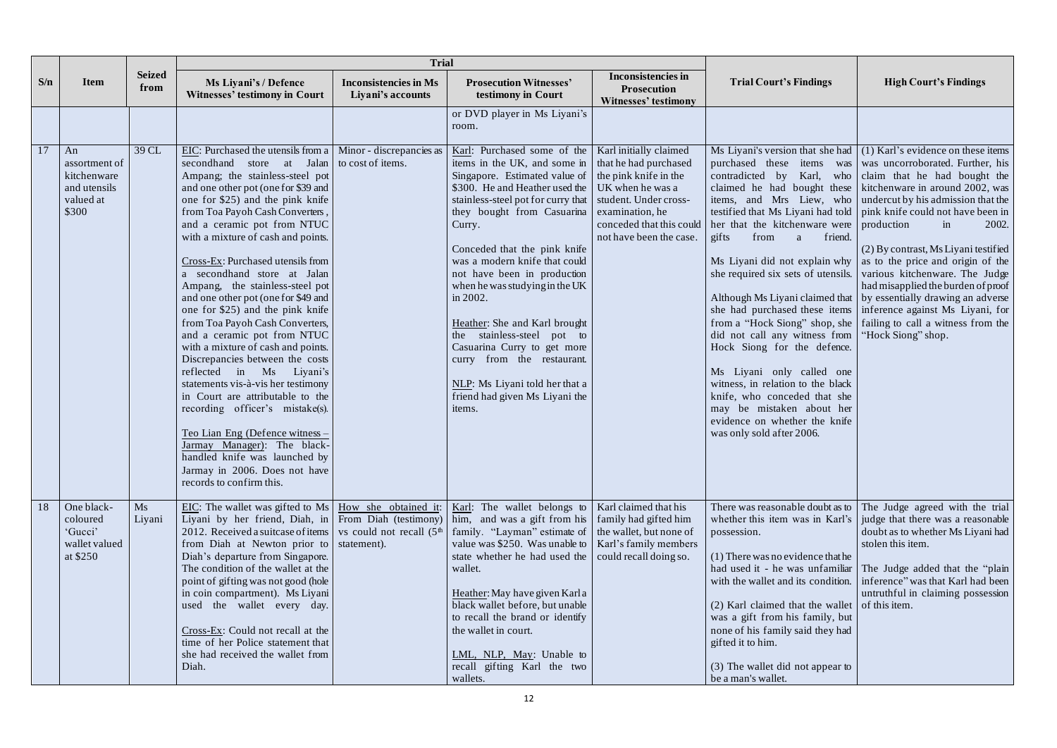| S/n | Item | Seized from | Trial | | | | Trial Court's Findings | High Court's Findings |
|---|---|---|---|---|---|---|---|---|
| | | | Ms Liyani's / Defence Witnesses' testimony in Court | Inconsistencies in Ms Liyani's accounts | Prosecution Witnesses' testimony in Court | Inconsistencies in Prosecution Witnesses' testimony | | |
| | | | | | or DVD player in Ms Liyani's room. | | | |
| 17 | An assortment of kitchenware and utensils valued at $300 | 39 CL | EIC: Purchased the utensils from a secondhand store at Jalan Ampang; the stainless-steel pot and one other pot (one for $39 and one for $25) and the pink knife from Toa Payoh Cash Converters, and a ceramic pot from NTUC with a mixture of cash and points.<br><br>Cross-Ex: Purchased utensils from a secondhand store at Jalan Ampang, the stainless-steel pot and one other pot (one for $49 and one for $25) and the pink knife from Toa Payoh Cash Converters, and a ceramic pot from NTUC with a mixture of cash and points. Discrepancies between the costs reflected in Ms Liyani's statements vis-à-vis her testimony in Court are attributable to the recording officer's mistake(s).<br><br>Teo Lian Eng (Defence witness – Jarmay Manager): The black-handled knife was launched by Jarmay in 2006. Does not have records to confirm this. | Minor - discrepancies as to cost of items. | Karl: Purchased some of the items in the UK, and some in Singapore. Estimated value of $300. He and Heather used the stainless-steel pot for curry that they bought from Casuarina Curry.<br><br>Conceded that the pink knife was a modern knife that could not have been in production when he was studying in the UK in 2002.<br><br>Heather: She and Karl brought the stainless-steel pot to Casuarina Curry to get more curry from the restaurant.<br><br>NLP: Ms Liyani told her that a friend had given Ms Liyani the items. | Karl initially claimed that he had purchased the pink knife in the UK when he was a student. Under cross-examination, he conceded that this could not have been the case. | Ms Liyani's version that she had purchased these items was contradicted by Karl, who claimed he had bought these items, and Mrs Liew, who testified that Ms Liyani had told her that the kitchenware were gifts from a friend.<br><br>Ms Liyani did not explain why she required six sets of utensils.<br><br>Although Ms Liyani claimed that she had purchased these items from a "Hock Siong" shop, she did not call any witness from Hock Siong for the defence.<br><br>Ms Liyani only called one witness, in relation to the black knife, who conceded that she may be mistaken about her evidence on whether the knife was only sold after 2006. | (1) Karl's evidence on these items was uncorroborated. Further, his claim that he had bought the kitchenware in around 2002, was undercut by his admission that the pink knife could not have been in production in 2002.<br><br>(2) By contrast, Ms Liyani testified as to the price and origin of the various kitchenware. The Judge had misapplied the burden of proof by essentially drawing an adverse inference against Ms Liyani, for failing to call a witness from the "Hock Siong" shop. |
| 18 | One black-coloured 'Gucci' wallet valued at $250 | Ms Liyani | EIC: The wallet was gifted to Ms Liyani by her friend, Diah, in 2012. Received a suitcase of items from Diah at Newton prior to Diah's departure from Singapore. The condition of the wallet at the point of gifting was not good (hole in coin compartment). Ms Liyani used the wallet every day.<br><br>Cross-Ex: Could not recall at the time of her Police statement that she had received the wallet from Diah. | How she obtained it: From Diah (testimony) vs could not recall (5th statement). | Karl: The wallet belongs to him, and was a gift from his family. "Layman" estimate of value was $250. Was unable to state whether he had used the wallet.<br><br>Heather: May have given Karl a black wallet before, but unable to recall the brand or identify the wallet in court.<br><br>LML, NLP, May: Unable to recall gifting Karl the two wallets. | Karl claimed that his family had gifted him the wallet, but none of Karl's family members could recall doing so. | There was reasonable doubt as to whether this item was in Karl's possession.<br><br>(1) There was no evidence that he had used it - he was unfamiliar with the wallet and its condition.<br><br>(2) Karl claimed that the wallet was a gift from his family, but none of his family said they had gifted it to him.<br><br>(3) The wallet did not appear to be a man's wallet. | The Judge agreed with the trial judge that there was a reasonable doubt as to whether Ms Liyani had stolen this item.<br><br>The Judge added that the "plain inference" was that Karl had been untruthful in claiming possession of this item. |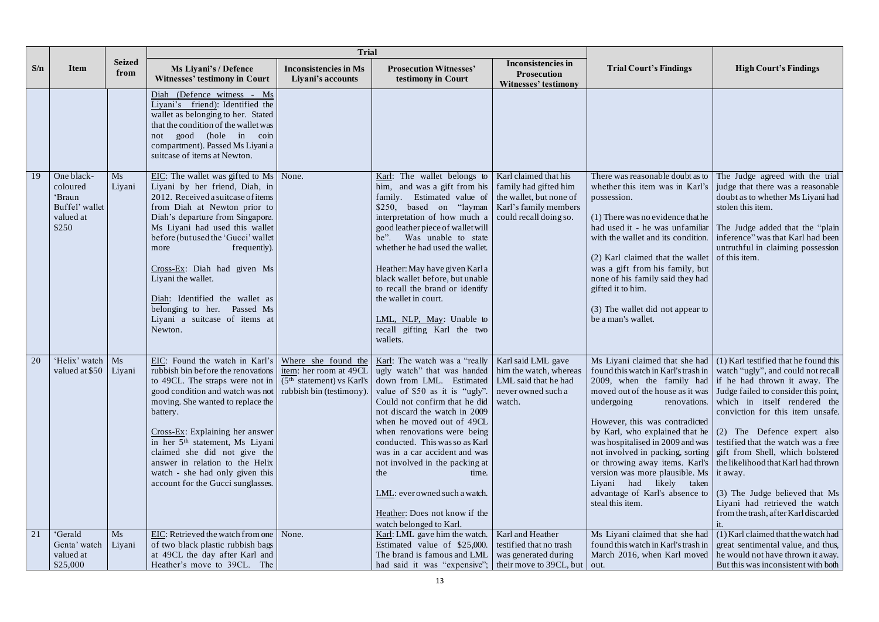| S/n | Item | Seized from | Trial | | | | Trial Court's Findings | High Court's Findings |
|---|---|---|---|---|---|---|---|---|
| | | | Ms Liyani's / Defence Witnesses' testimony in Court | Inconsistencies in Ms Liyani's accounts | Prosecution Witnesses' testimony in Court | Inconsistencies in Prosecution Witnesses' testimony | | |
| | | | Diah (Defence witness - Ms Liyani's friend): Identified the wallet as belonging to her. Stated that the condition of the wallet was not good (hole in coin compartment). Passed Ms Liyani a suitcase of items at Newton. | | | | | |
| 19 | One black-coloured 'Braun Buffel' wallet valued at $250 | Ms Liyani | EIC: The wallet was gifted to Ms Liyani by her friend, Diah, in 2012. Received a suitcase of items from Diah at Newton prior to Diah's departure from Singapore. Ms Liyani had used this wallet before (but used the 'Gucci' wallet more frequently).<br><br>Cross-Ex: Diah had given Ms Liyani the wallet.<br><br>Diah: Identified the wallet as belonging to her. Passed Ms Liyani a suitcase of items at Newton. | None. | Karl: The wallet belongs to him, and was a gift from his family. Estimated value of $250, based on "layman interpretation of how much a good leather piece of wallet will be". Was unable to state whether he had used the wallet.<br><br>Heather: May have given Karl a black wallet before, but unable to recall the brand or identify the wallet in court.<br><br>LML, NLP, May: Unable to recall gifting Karl the two wallets. | Karl claimed that his family had gifted him the wallet, but none of Karl's family members could recall doing so. | There was reasonable doubt as to whether this item was in Karl's possession.<br><br>(1) There was no evidence that he had used it - he was unfamiliar with the wallet and its condition.<br><br>(2) Karl claimed that the wallet was a gift from his family, but none of his family said they had gifted it to him.<br><br>(3) The wallet did not appear to be a man's wallet. | The Judge agreed with the trial judge that there was a reasonable doubt as to whether Ms Liyani had stolen this item.<br><br>The Judge added that the "plain inference" was that Karl had been untruthful in claiming possession of this item. |
| 20 | 'Helix' watch valued at $50 | Ms Liyani | EIC: Found the watch in Karl's rubbish bin before the renovations to 49CL. The straps were not in good condition and watch was not moving. She wanted to replace the battery.<br><br>Cross-Ex: Explaining her answer in her 5th statement, Ms Liyani claimed she did not give the answer in relation to the Helix watch - she had only given this account for the Gucci sunglasses. | Where she found the item: her room at 49CL (5th statement) vs Karl's rubbish bin (testimony). | Karl: The watch was a "really ugly watch" that was handed down from LML. Estimated value of $50 as it is "ugly". Could not confirm that he did not discard the watch in 2009 when he moved out of 49CL when renovations were being conducted. This was so as Karl was in a car accident and was not involved in the packing at the time.<br><br>LML: ever owned such a watch.<br><br>Heather: Does not know if the watch belonged to Karl. | Karl said LML gave him the watch, whereas LML said that he had never owned such a watch. | Ms Liyani claimed that she had found this watch in Karl's trash in 2009, when the family had moved out of the house as it was undergoing renovations.<br><br>However, this was contradicted by Karl, who explained that he was hospitalised in 2009 and was not involved in packing, sorting or throwing away items. Karl's version was more plausible. Ms Liyani had likely taken advantage of Karl's absence to steal this item. | (1) Karl testified that he found this watch "ugly", and could not recall if he had thrown it away. The Judge failed to consider this point, which in itself rendered the conviction for this item unsafe.<br><br>(2) The Defence expert also testified that the watch was a free gift from Shell, which bolstered the likelihood that Karl had thrown it away.<br><br>(3) The Judge believed that Ms Liyani had retrieved the watch from the trash, after Karl discarded it. |
| 21 | 'Gerald Genta' watch valued at $25,000 | Ms Liyani | EIC: Retrieved the watch from one of two black plastic rubbish bags at 49CL the day after Karl and Heather's move to 39CL. The | None. | Karl: LML gave him the watch. Estimated value of $25,000. The brand is famous and LML had said it was "expensive"; | Karl and Heather testified that no trash was generated during their move to 39CL, but | Ms Liyani claimed that she had found this watch in Karl's trash in March 2016, when Karl moved out. | (1) Karl claimed that the watch had great sentimental value, and thus, he would not have thrown it away. But this was inconsistent with both |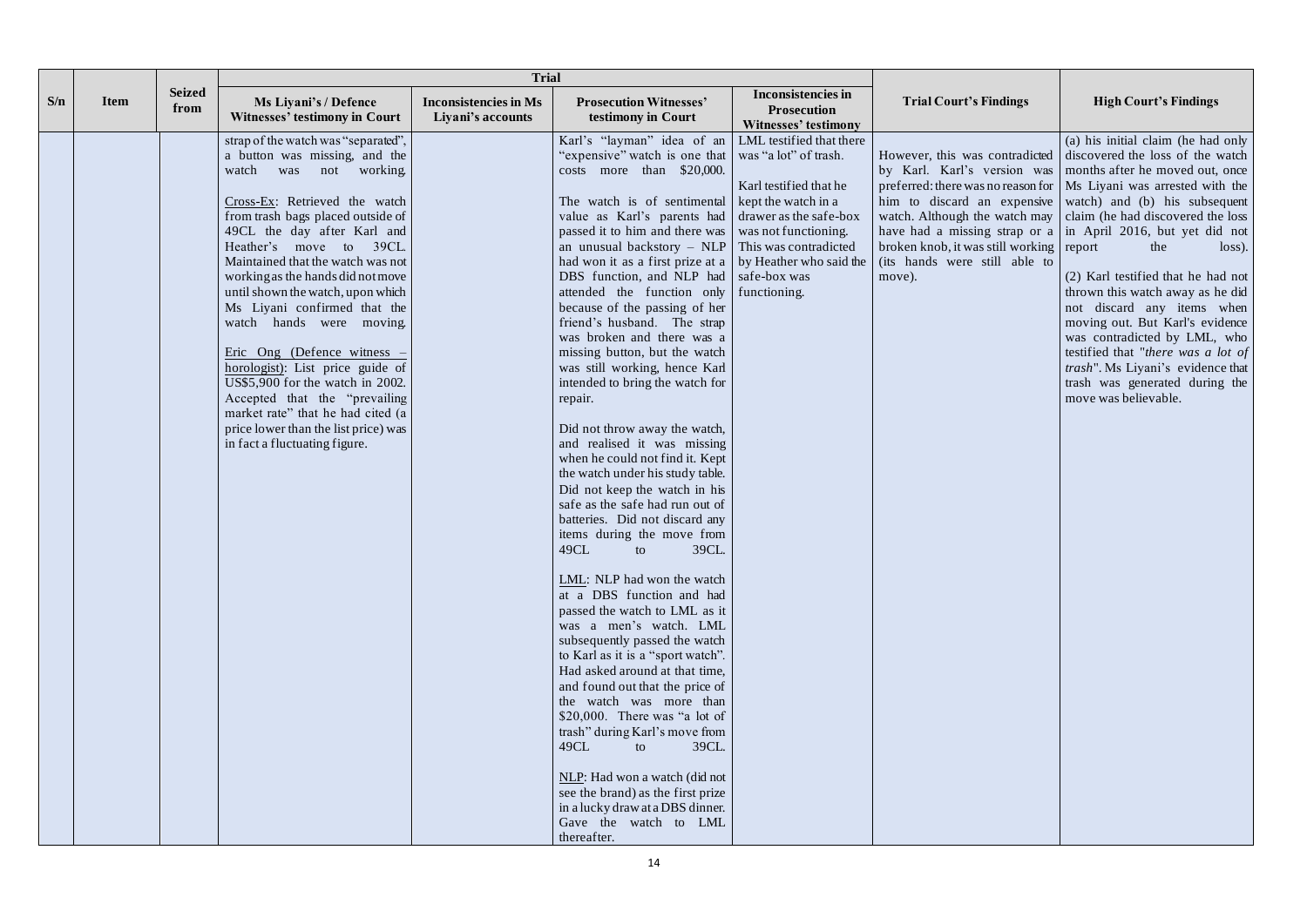| S/n | Item | Seized from | Trial | | | | Trial Court's Findings | High Court's Findings |
|---|---|---|---|---|---|---|---|---|
| | | | **Ms Liyani's / Defence Witnesses' testimony in Court** | **Inconsistencies in Ms Liyani's accounts** | **Prosecution Witnesses' testimony in Court** | **Inconsistencies in Prosecution Witnesses' testimony** | | |
| | | | strap of the watch was "separated", a button was missing, and the watch was not working.<br><br><u>Cross-Ex</u>: Retrieved the watch from trash bags placed outside of 49CL the day after Karl and Heather's move to 39CL. Maintained that the watch was not working as the hands did not move until shown the watch, upon which Ms Liyani confirmed that the watch hands were moving.<br><br><u>Eric Ong (Defence witness – horologist)</u>: List price guide of US$5,900 for the watch in 2002. Accepted that the "prevailing market rate" that he had cited (a price lower than the list price) was in fact a fluctuating figure. | | Karl's "layman" idea of an "expensive" watch is one that costs more than $20,000.<br><br>The watch is of sentimental value as Karl's parents had passed it to him and there was an unusual backstory – NLP had won it as a first prize at a DBS function, and NLP had attended the function only because of the passing of her friend's husband. The strap was broken and there was a missing button, but the watch was still working, hence Karl intended to bring the watch for repair.<br><br>Did not throw away the watch, and realised it was missing when he could not find it. Kept the watch under his study table. Did not keep the watch in his safe as the safe had run out of batteries. Did not discard any items during the move from 49CL to 39CL.<br><br><u>LML</u>: NLP had won the watch at a DBS function and had passed the watch to LML as it was a men's watch. LML subsequently passed the watch to Karl as it is a "sport watch". Had asked around at that time, and found out that the price of the watch was more than $20,000. There was "a lot of trash" during Karl's move from 49CL to 39CL.<br><br><u>NLP</u>: Had won a watch (did not see the brand) as the first prize in a lucky draw at a DBS dinner. Gave the watch to LML thereafter. | LML testified that there was "a lot" of trash.<br><br>Karl testified that he kept the watch in a drawer as the safe-box was not functioning. This was contradicted by Heather who said the safe-box was functioning. | However, this was contradicted by Karl. Karl's version was preferred: there was no reason for him to discard an expensive watch. Although the watch may have had a missing strap or a broken knob, it was still working (its hands were still able to move). | (a) his initial claim (he had only discovered the loss of the watch months after he moved out, once Ms Liyani was arrested with the watch) and (b) his subsequent claim (he had discovered the loss in April 2016, but yet did not report the loss).<br><br>(2) Karl testified that he had not thrown this watch away as he did not discard any items when moving out. But Karl's evidence was contradicted by LML, who testified that "*there was a lot of trash*". Ms Liyani's evidence that trash was generated during the move was believable. |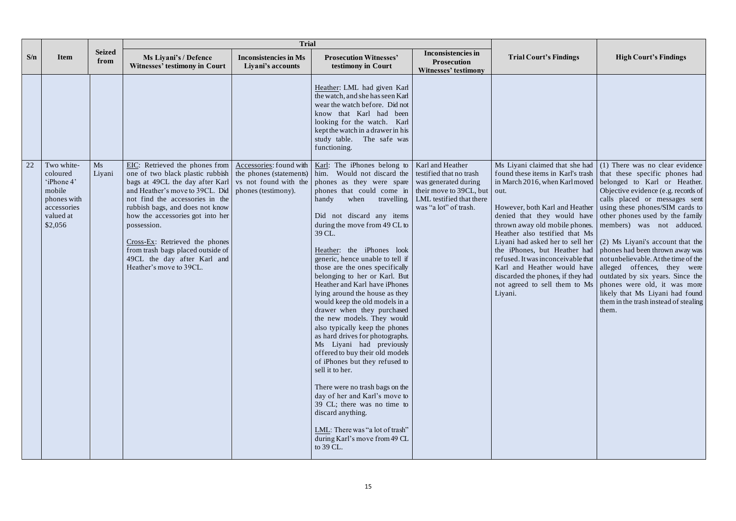| S/n | Item | Seized from | Trial | | | | Trial Court's Findings | High Court's Findings |
|---|---|---|---|---|---|---|---|---|
| | | | Ms Liyani's / Defence Witnesses' testimony in Court | Inconsistencies in Ms Liyani's accounts | Prosecution Witnesses' testimony in Court | Inconsistencies in Prosecution Witnesses' testimony | | |
| | | | | | Heather: LML had given Karl the watch, and she has seen Karl wear the watch before. Did not know that Karl had been looking for the watch. Karl kept the watch in a drawer in his study table. The safe was functioning. | | | |
| 22 | Two white-coloured 'iPhone 4' mobile phones with accessories valued at $2,056 | Ms Liyani | EIC: Retrieved the phones from one of two black plastic rubbish bags at 49CL the day after Karl and Heather's move to 39CL. Did not find the accessories in the rubbish bags, and does not know how the accessories got into her possession.<br><br>Cross-Ex: Retrieved the phones from trash bags placed outside of 49CL the day after Karl and Heather's move to 39CL. | Accessories: found with the phones (statements) vs not found with the phones (testimony). | Karl: The iPhones belong to him. Would not discard the phones as they were spare phones that could come in handy when travelling.<br><br>Did not discard any items during the move from 49 CL to 39 CL.<br><br>Heather: the iPhones look generic, hence unable to tell if those are the ones specifically belonging to her or Karl. But Heather and Karl have iPhones lying around the house as they would keep the old models in a drawer when they purchased the new models. They would also typically keep the phones as hard drives for photographs. Ms Liyani had previously offered to buy their old models of iPhones but they refused to sell it to her.<br><br>There were no trash bags on the day of her and Karl's move to 39 CL; there was no time to discard anything.<br><br>LML: There was "a lot of trash" during Karl's move from 49 CL to 39 CL. | Karl and Heather testified that no trash was generated during their move to 39CL, but LML testified that there was "a lot" of trash. | Ms Liyani claimed that she had found these items in Karl's trash in March 2016, when Karl moved out.<br><br>However, both Karl and Heather denied that they would have thrown away old mobile phones. Heather also testified that Ms Liyani had asked her to sell her the iPhones, but Heather had refused. It was inconceivable that Karl and Heather would have discarded the phones, if they had not agreed to sell them to Ms Liyani. | (1) There was no clear evidence that these specific phones had belonged to Karl or Heather. Objective evidence (e.g. records of calls placed or messages sent using these phones/SIM cards to other phones used by the family members) was not adduced.<br><br>(2) Ms Liyani's account that the phones had been thrown away was not unbelievable. At the time of the alleged offences, they were outdated by six years. Since the phones were old, it was more likely that Ms Liyani had found them in the trash instead of stealing them. |